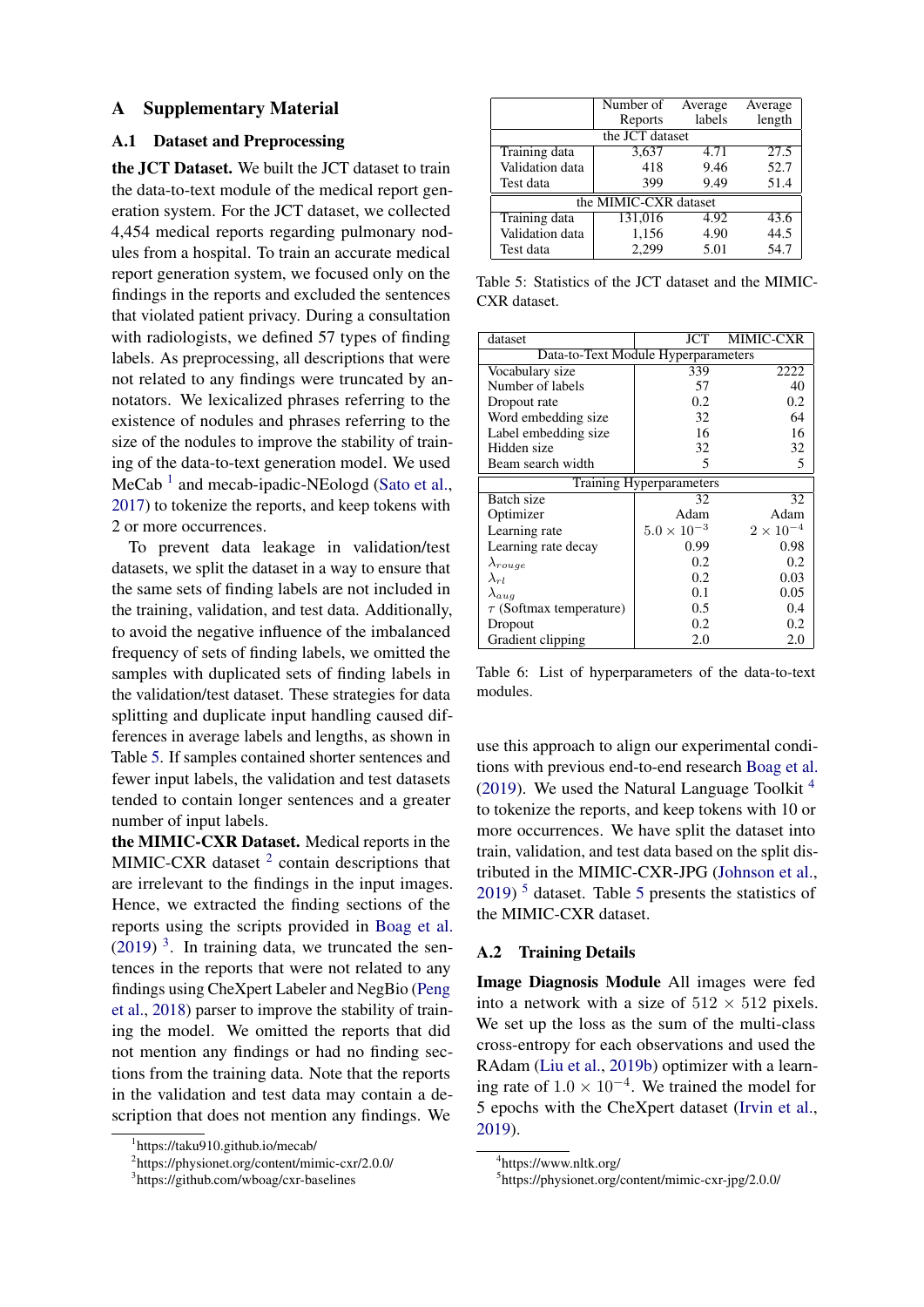# A Supplementary Material

## A.1 Dataset and Preprocessing

**the JCT Dataset.** We built the JCT dataset to train the data-to-text module of the medical report generation system. For the JCT dataset, we collected 4,454 medical reports regarding pulmonary nodules from a hospital. To train an accurate medical report generation system, we focused only on the findings in the reports and excluded the sentences that violated patient privacy. During a consultation with radiologists, we defined 57 types of finding labels. As preprocessing, all descriptions that were not related to any findings were truncated by annotators. We lexicalized phrases referring to the existence of nodules and phrases referring to the size of the nodules to improve the stability of training of the data-to-text generation model. We used MeCab [1] and mecab-ipadic-NEologd (Sato et al., 2017) to tokenize the reports, and keep tokens with 2 or more occurrences.

To prevent data leakage in validation/test datasets, we split the dataset in a way to ensure that the same sets of finding labels are not included in the training, validation, and test data. Additionally, to avoid the negative influence of the imbalanced frequency of sets of finding labels, we omitted the samples with duplicated sets of finding labels in the validation/test dataset. These strategies for data splitting and duplicate input handling caused differences in average labels and lengths, as shown in Table 5. If samples contained shorter sentences and fewer input labels, the validation and test datasets tended to contain longer sentences and a greater number of input labels.

**the MIMIC-CXR Dataset.** Medical reports in the MIMIC-CXR dataset [2] contain descriptions that are irrelevant to the findings in the input images. Hence, we extracted the finding sections of the reports using the scripts provided in Boag et al. (2019) [3]. In training data, we truncated the sentences in the reports that were not related to any findings using CheXpert Labeler and NegBio (Peng et al., 2018) parser to improve the stability of training the model. We omitted the reports that did not mention any findings or had no finding sections from the training data. Note that the reports in the validation and test data may contain a description that does not mention any findings. We use this approach to align our experimental conditions with previous end-to-end research Boag et al. (2019). We used the Natural Language Toolkit [4] to tokenize the reports, and keep tokens with 10 or more occurrences. We have split the dataset into train, validation, and test data based on the split distributed in the MIMIC-CXR-JPG (Johnson et al., 2019) [5] dataset. Table 5 presents the statistics of the MIMIC-CXR dataset.

| | Number of Reports | Average labels | Average length |
|---|---|---|---|
| **the JCT dataset** | | | |
| Training data | 3,637 | 4.71 | 27.5 |
| Validation data | 418 | 9.46 | 52.7 |
| Test data | 399 | 9.49 | 51.4 |
| **the MIMIC-CXR dataset** | | | |
| Training data | 131,016 | 4.92 | 43.6 |
| Validation data | 1,156 | 4.90 | 44.5 |
| Test data | 2,299 | 5.01 | 54.7 |

Table 5: Statistics of the JCT dataset and the MIMIC-CXR dataset.

| dataset | JCT | MIMIC-CXR |
|---|---|---|
| **Data-to-Text Module Hyperparameters** | | |
| Vocabulary size | 339 | 2222 |
| Number of labels | 57 | 40 |
| Dropout rate | 0.2 | 0.2 |
| Word embedding size | 32 | 64 |
| Label embedding size | 16 | 16 |
| Hidden size | 32 | 32 |
| Beam search width | 5 | 5 |
| **Training Hyperparameters** | | |
| Batch size | 32 | 32 |
| Optimizer | Adam | Adam |
| Learning rate | $5.0 \times 10^{-3}$ | $2 \times 10^{-4}$ |
| Learning rate decay | 0.99 | 0.98 |
| $\lambda_{rouge}$ | 0.2 | 0.2 |
| $\lambda_{rl}$ | 0.2 | 0.03 |
| $\lambda_{aug}$ | 0.1 | 0.05 |
| $\tau$ (Softmax temperature) | 0.5 | 0.4 |
| Dropout | 0.2 | 0.2 |
| Gradient clipping | 2.0 | 2.0 |

Table 6: List of hyperparameters of the data-to-text modules.

## A.2 Training Details

**Image Diagnosis Module** All images were fed into a network with a size of $512 \times 512$ pixels. We set up the loss as the sum of the multi-class cross-entropy for each observations and used the RAdam (Liu et al., 2019b) optimizer with a learning rate of $1.0 \times 10^{-4}$. We trained the model for 5 epochs with the CheXpert dataset (Irvin et al., 2019).

[1] https://taku910.github.io/mecab/

[2] https://physionet.org/content/mimic-cxr/2.0.0/

[3] https://github.com/wboag/cxr-baselines

[4] https://www.nltk.org/

[5] https://physionet.org/content/mimic-cxr-jpg/2.0.0/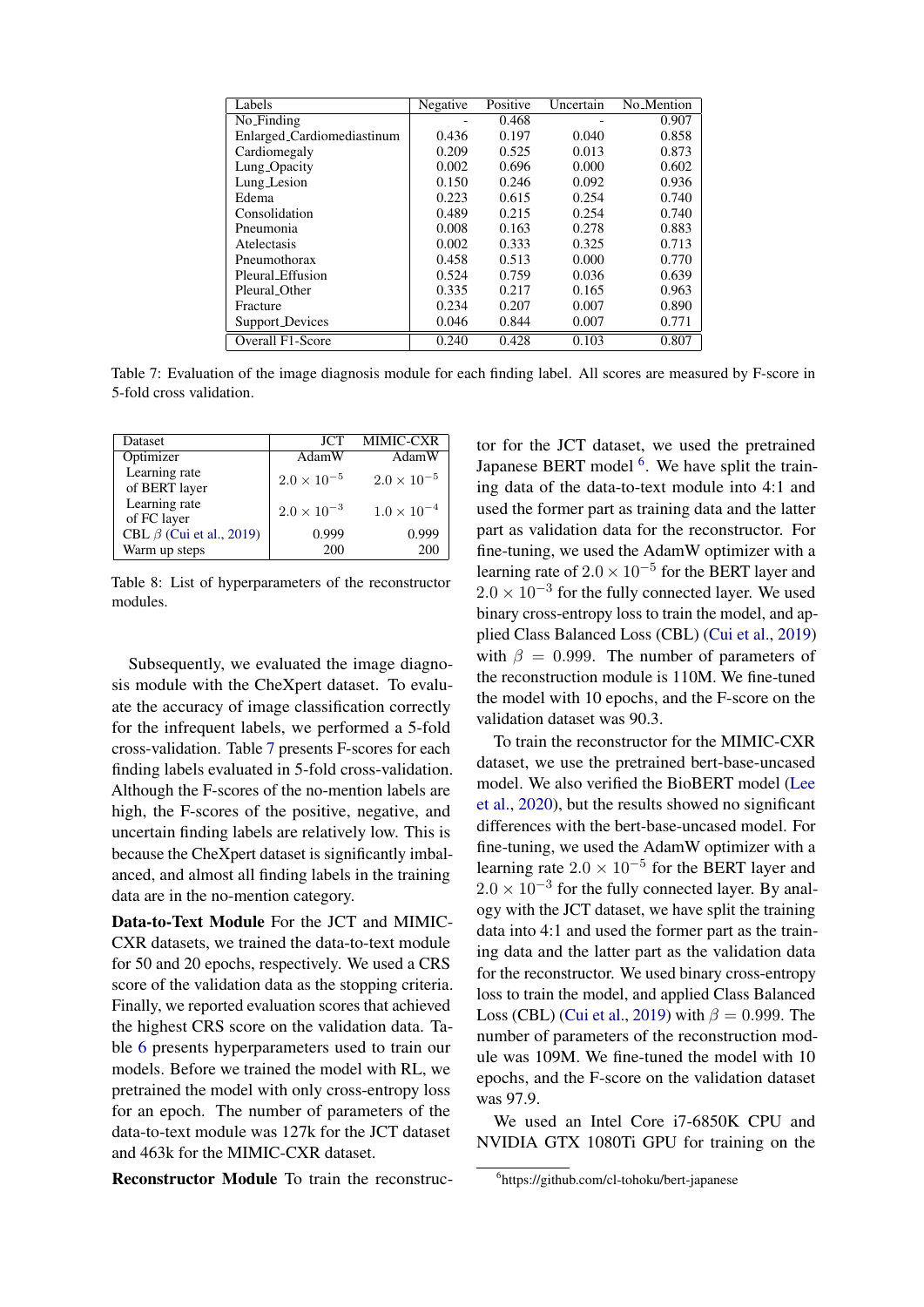| Labels | Negative | Positive | Uncertain | No_Mention |
|---|---|---|---|---|
| No_Finding | - | 0.468 | - | 0.907 |
| Enlarged_Cardiomediastinum | 0.436 | 0.197 | 0.040 | 0.858 |
| Cardiomegaly | 0.209 | 0.525 | 0.013 | 0.873 |
| Lung_Opacity | 0.002 | 0.696 | 0.000 | 0.602 |
| Lung_Lesion | 0.150 | 0.246 | 0.092 | 0.936 |
| Edema | 0.223 | 0.615 | 0.254 | 0.740 |
| Consolidation | 0.489 | 0.215 | 0.254 | 0.740 |
| Pneumonia | 0.008 | 0.163 | 0.278 | 0.883 |
| Atelectasis | 0.002 | 0.333 | 0.325 | 0.713 |
| Pneumothorax | 0.458 | 0.513 | 0.000 | 0.770 |
| Pleural_Effusion | 0.524 | 0.759 | 0.036 | 0.639 |
| Pleural_Other | 0.335 | 0.217 | 0.165 | 0.963 |
| Fracture | 0.234 | 0.207 | 0.007 | 0.890 |
| Support_Devices | 0.046 | 0.844 | 0.007 | 0.771 |
| Overall F1-Score | 0.240 | 0.428 | 0.103 | 0.807 |

Table 7: Evaluation of the image diagnosis module for each finding label. All scores are measured by F-score in 5-fold cross validation.

| Dataset | JCT | MIMIC-CXR |
|---|---|---|
| Optimizer | AdamW | AdamW |
| Learning rate of BERT layer | $2.0 \times 10^{-5}$ | $2.0 \times 10^{-5}$ |
| Learning rate of FC layer | $2.0 \times 10^{-3}$ | $1.0 \times 10^{-4}$ |
| CBL $\beta$ (Cui et al., 2019) | 0.999 | 0.999 |
| Warm up steps | 200 | 200 |

Table 8: List of hyperparameters of the reconstructor modules.

Subsequently, we evaluated the image diagnosis module with the CheXpert dataset. To evaluate the accuracy of image classification correctly for the infrequent labels, we performed a 5-fold cross-validation. Table 7 presents F-scores for each finding labels evaluated in 5-fold cross-validation. Although the F-scores of the no-mention labels are high, the F-scores of the positive, negative, and uncertain finding labels are relatively low. This is because the CheXpert dataset is significantly imbalanced, and almost all finding labels in the training data are in the no-mention category.

**Data-to-Text Module** For the JCT and MIMIC-CXR datasets, we trained the data-to-text module for 50 and 20 epochs, respectively. We used a CRS score of the validation data as the stopping criteria. Finally, we reported evaluation scores that achieved the highest CRS score on the validation data. Table 6 presents hyperparameters used to train our models. Before we trained the model with RL, we pretrained the model with only cross-entropy loss for an epoch. The number of parameters of the data-to-text module was 127k for the JCT dataset and 463k for the MIMIC-CXR dataset.

**Reconstructor Module** To train the reconstructor for the JCT dataset, we used the pretrained Japanese BERT model [6]. We have split the training data of the data-to-text module into 4:1 and used the former part as training data and the latter part as validation data for the reconstructor. For fine-tuning, we used the AdamW optimizer with a learning rate of $2.0 \times 10^{-5}$ for the BERT layer and $2.0 \times 10^{-3}$ for the fully connected layer. We used binary cross-entropy loss to train the model, and applied Class Balanced Loss (CBL) (Cui et al., 2019) with $\beta = 0.999$. The number of parameters of the reconstruction module is 110M. We fine-tuned the model with 10 epochs, and the F-score on the validation dataset was 90.3.

To train the reconstructor for the MIMIC-CXR dataset, we use the pretrained bert-base-uncased model. We also verified the BioBERT model (Lee et al., 2020), but the results showed no significant differences with the bert-base-uncased model. For fine-tuning, we used the AdamW optimizer with a learning rate $2.0 \times 10^{-5}$ for the BERT layer and $2.0 \times 10^{-3}$ for the fully connected layer. By analogy with the JCT dataset, we have split the training data into 4:1 and used the former part as the training data and the latter part as the validation data for the reconstructor. We used binary cross-entropy loss to train the model, and applied Class Balanced Loss (CBL) (Cui et al., 2019) with $\beta = 0.999$. The number of parameters of the reconstruction module was 109M. We fine-tuned the model with 10 epochs, and the F-score on the validation dataset was 97.9.

We used an Intel Core i7-6850K CPU and NVIDIA GTX 1080Ti GPU for training on the

[6] https://github.com/cl-tohoku/bert-japanese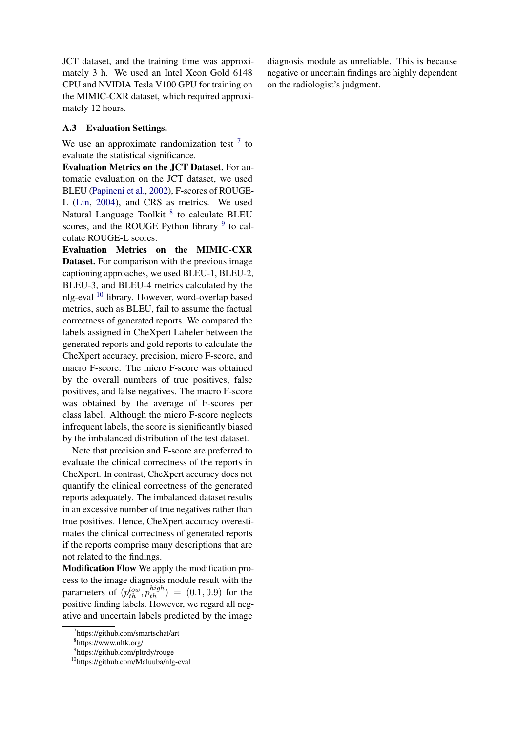JCT dataset, and the training time was approximately 3 h. We used an Intel Xeon Gold 6148 CPU and NVIDIA Tesla V100 GPU for training on the MIMIC-CXR dataset, which required approximately 12 hours.

### A.3 Evaluation Settings.

We use an approximate randomization test [7] to evaluate the statistical significance.

**Evaluation Metrics on the JCT Dataset.** For automatic evaluation on the JCT dataset, we used BLEU (Papineni et al., 2002), F-scores of ROUGE-L (Lin, 2004), and CRS as metrics. We used Natural Language Toolkit [8] to calculate BLEU scores, and the ROUGE Python library [9] to calculate ROUGE-L scores.

**Evaluation Metrics on the MIMIC-CXR Dataset.** For comparison with the previous image captioning approaches, we used BLEU-1, BLEU-2, BLEU-3, and BLEU-4 metrics calculated by the nlg-eval [10] library. However, word-overlap based metrics, such as BLEU, fail to assume the factual correctness of generated reports. We compared the labels assigned in CheXpert Labeler between the generated reports and gold reports to calculate the CheXpert accuracy, precision, micro F-score, and macro F-score. The micro F-score was obtained by the overall numbers of true positives, false positives, and false negatives. The macro F-score was obtained by the average of F-scores per class label. Although the micro F-score neglects infrequent labels, the score is significantly biased by the imbalanced distribution of the test dataset.

Note that precision and F-score are preferred to evaluate the clinical correctness of the reports in CheXpert. In contrast, CheXpert accuracy does not quantify the clinical correctness of the generated reports adequately. The imbalanced dataset results in an excessive number of true negatives rather than true positives. Hence, CheXpert accuracy overestimates the clinical correctness of generated reports if the reports comprise many descriptions that are not related to the findings.

**Modification Flow** We apply the modification process to the image diagnosis module result with the parameters of $(p_{th}^{low}, p_{th}^{high}) = (0.1, 0.9)$ for the positive finding labels. However, we regard all negative and uncertain labels predicted by the image diagnosis module as unreliable. This is because negative or uncertain findings are highly dependent on the radiologist's judgment.

[7] https://github.com/smartschat/art

[8] https://www.nltk.org/

[9] https://github.com/pltrdy/rouge

[10] https://github.com/Maluuba/nlg-eval